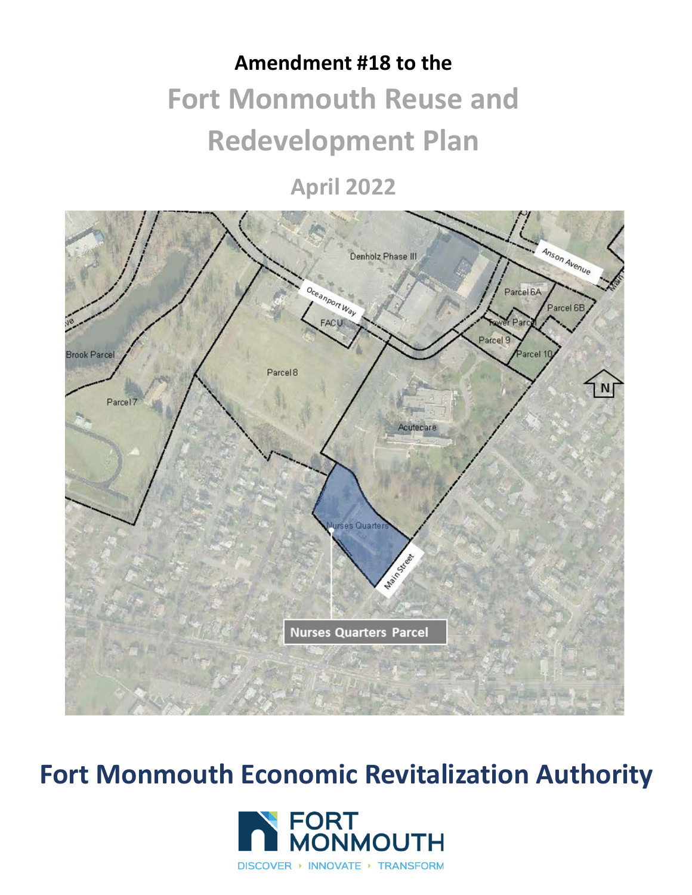# Amendment #18 to the

# Fort Monmouth Reuse and Redevelopment Plan

## April 2022

Denholz Phase III

Anson Avenue

Oceanport Way

Parcel 6A

Parcel 6B

FACU

Tower Parcel

Parcel 9

Parcel 10

Brook Parcel

Parcel 8

Parcel 7

Acutecare

Nurses Quarters

Main Street

Nurses Quarters Parcel

## Fort Monmouth Economic Revitalization Authority

FORT MONMOUTH

DISCOVER • INNOVATE • TRANSFORM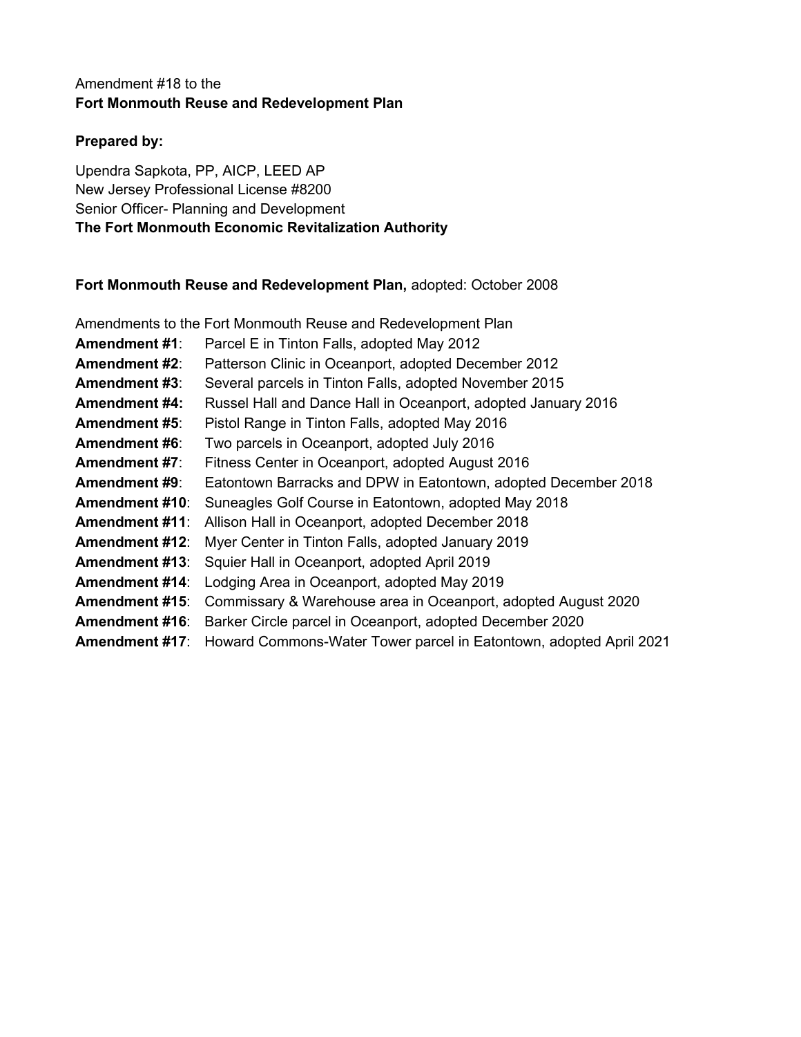Amendment #18 to the
**Fort Monmouth Reuse and Redevelopment Plan**

**Prepared by:**

Upendra Sapkota, PP, AICP, LEED AP
New Jersey Professional License #8200
Senior Officer- Planning and Development
**The Fort Monmouth Economic Revitalization Authority**

**Fort Monmouth Reuse and Redevelopment Plan,** adopted: October 2008

Amendments to the Fort Monmouth Reuse and Redevelopment Plan

**Amendment #1**: Parcel E in Tinton Falls, adopted May 2012
**Amendment #2**: Patterson Clinic in Oceanport, adopted December 2012
**Amendment #3**: Several parcels in Tinton Falls, adopted November 2015
**Amendment #4:** Russel Hall and Dance Hall in Oceanport, adopted January 2016
**Amendment #5**: Pistol Range in Tinton Falls, adopted May 2016
**Amendment #6**: Two parcels in Oceanport, adopted July 2016
**Amendment #7**: Fitness Center in Oceanport, adopted August 2016
**Amendment #9**: Eatontown Barracks and DPW in Eatontown, adopted December 2018
**Amendment #10**: Suneagles Golf Course in Eatontown, adopted May 2018
**Amendment #11**: Allison Hall in Oceanport, adopted December 2018
**Amendment #12**: Myer Center in Tinton Falls, adopted January 2019
**Amendment #13**: Squier Hall in Oceanport, adopted April 2019
**Amendment #14**: Lodging Area in Oceanport, adopted May 2019
**Amendment #15**: Commissary & Warehouse area in Oceanport, adopted August 2020
**Amendment #16**: Barker Circle parcel in Oceanport, adopted December 2020
**Amendment #17**: Howard Commons-Water Tower parcel in Eatontown, adopted April 2021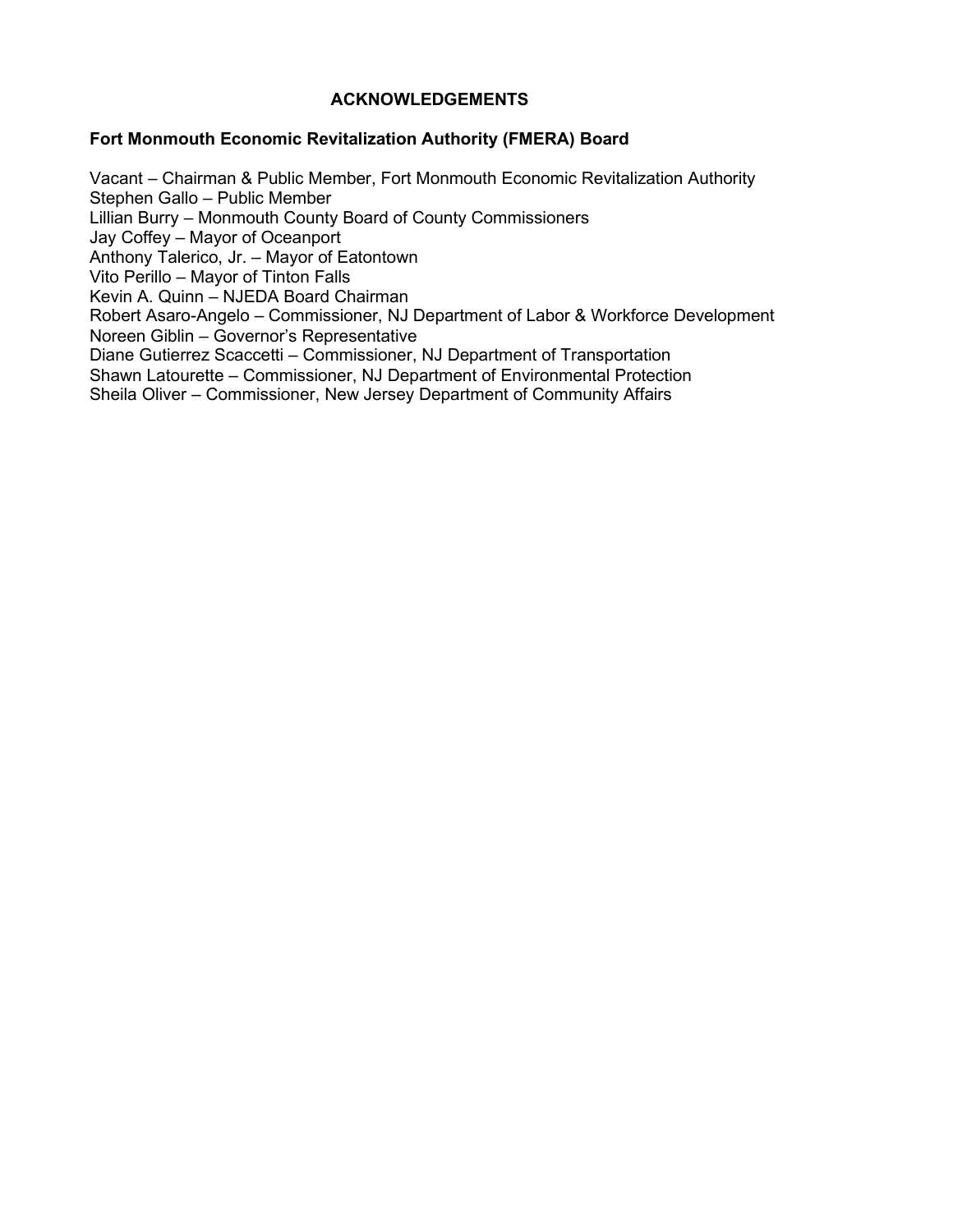# ACKNOWLEDGEMENTS

## Fort Monmouth Economic Revitalization Authority (FMERA) Board

Vacant – Chairman & Public Member, Fort Monmouth Economic Revitalization Authority
Stephen Gallo – Public Member
Lillian Burry – Monmouth County Board of County Commissioners
Jay Coffey – Mayor of Oceanport
Anthony Talerico, Jr. – Mayor of Eatontown
Vito Perillo – Mayor of Tinton Falls
Kevin A. Quinn – NJEDA Board Chairman
Robert Asaro-Angelo – Commissioner, NJ Department of Labor & Workforce Development
Noreen Giblin – Governor's Representative
Diane Gutierrez Scaccetti – Commissioner, NJ Department of Transportation
Shawn Latourette – Commissioner, NJ Department of Environmental Protection
Sheila Oliver – Commissioner, New Jersey Department of Community Affairs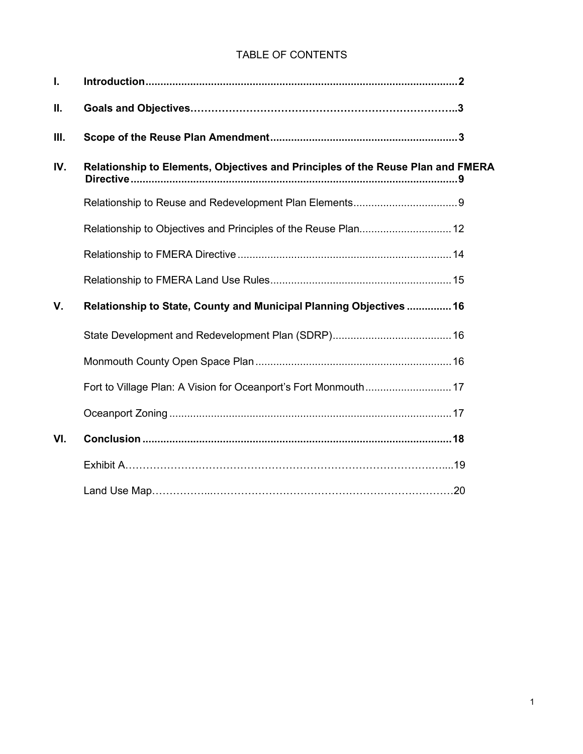# TABLE OF CONTENTS

| | | |
|---|---|---|
| **I.** | **Introduction** | **2** |
| **II.** | **Goals and Objectives** | **3** |
| **III.** | **Scope of the Reuse Plan Amendment** | **3** |
| **IV.** | **Relationship to Elements, Objectives and Principles of the Reuse Plan and FMERA Directive** | **9** |
| | Relationship to Reuse and Redevelopment Plan Elements | 9 |
| | Relationship to Objectives and Principles of the Reuse Plan | 12 |
| | Relationship to FMERA Directive | 14 |
| | Relationship to FMERA Land Use Rules | 15 |
| **V.** | **Relationship to State, County and Municipal Planning Objectives** | **16** |
| | State Development and Redevelopment Plan (SDRP) | 16 |
| | Monmouth County Open Space Plan | 16 |
| | Fort to Village Plan: A Vision for Oceanport's Fort Monmouth | 17 |
| | Oceanport Zoning | 17 |
| **VI.** | **Conclusion** | **18** |
| | Exhibit A | 19 |
| | Land Use Map | 20 |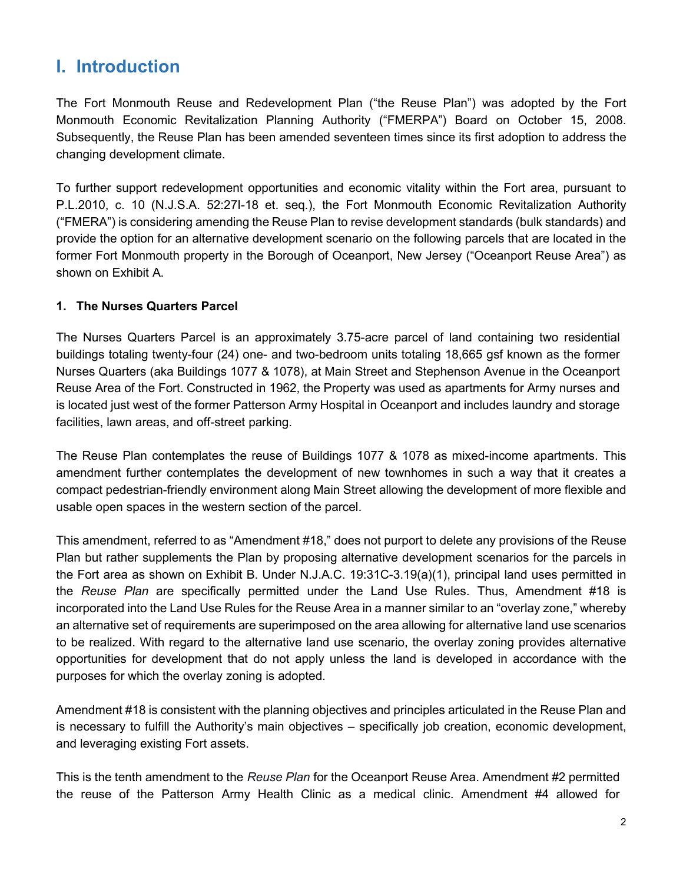# I. Introduction

The Fort Monmouth Reuse and Redevelopment Plan ("the Reuse Plan") was adopted by the Fort Monmouth Economic Revitalization Planning Authority ("FMERPA") Board on October 15, 2008. Subsequently, the Reuse Plan has been amended seventeen times since its first adoption to address the changing development climate.

To further support redevelopment opportunities and economic vitality within the Fort area, pursuant to P.L.2010, c. 10 (N.J.S.A. 52:27I-18 et. seq.), the Fort Monmouth Economic Revitalization Authority ("FMERA") is considering amending the Reuse Plan to revise development standards (bulk standards) and provide the option for an alternative development scenario on the following parcels that are located in the former Fort Monmouth property in the Borough of Oceanport, New Jersey ("Oceanport Reuse Area") as shown on Exhibit A.

### 1. The Nurses Quarters Parcel

The Nurses Quarters Parcel is an approximately 3.75-acre parcel of land containing two residential buildings totaling twenty-four (24) one- and two-bedroom units totaling 18,665 gsf known as the former Nurses Quarters (aka Buildings 1077 & 1078), at Main Street and Stephenson Avenue in the Oceanport Reuse Area of the Fort. Constructed in 1962, the Property was used as apartments for Army nurses and is located just west of the former Patterson Army Hospital in Oceanport and includes laundry and storage facilities, lawn areas, and off-street parking.

The Reuse Plan contemplates the reuse of Buildings 1077 & 1078 as mixed-income apartments. This amendment further contemplates the development of new townhomes in such a way that it creates a compact pedestrian-friendly environment along Main Street allowing the development of more flexible and usable open spaces in the western section of the parcel.

This amendment, referred to as "Amendment #18," does not purport to delete any provisions of the Reuse Plan but rather supplements the Plan by proposing alternative development scenarios for the parcels in the Fort area as shown on Exhibit B. Under N.J.A.C. 19:31C-3.19(a)(1), principal land uses permitted in the *Reuse Plan* are specifically permitted under the Land Use Rules. Thus, Amendment #18 is incorporated into the Land Use Rules for the Reuse Area in a manner similar to an "overlay zone," whereby an alternative set of requirements are superimposed on the area allowing for alternative land use scenarios to be realized. With regard to the alternative land use scenario, the overlay zoning provides alternative opportunities for development that do not apply unless the land is developed in accordance with the purposes for which the overlay zoning is adopted.

Amendment #18 is consistent with the planning objectives and principles articulated in the Reuse Plan and is necessary to fulfill the Authority's main objectives – specifically job creation, economic development, and leveraging existing Fort assets.

This is the tenth amendment to the *Reuse Plan* for the Oceanport Reuse Area. Amendment #2 permitted the reuse of the Patterson Army Health Clinic as a medical clinic. Amendment #4 allowed for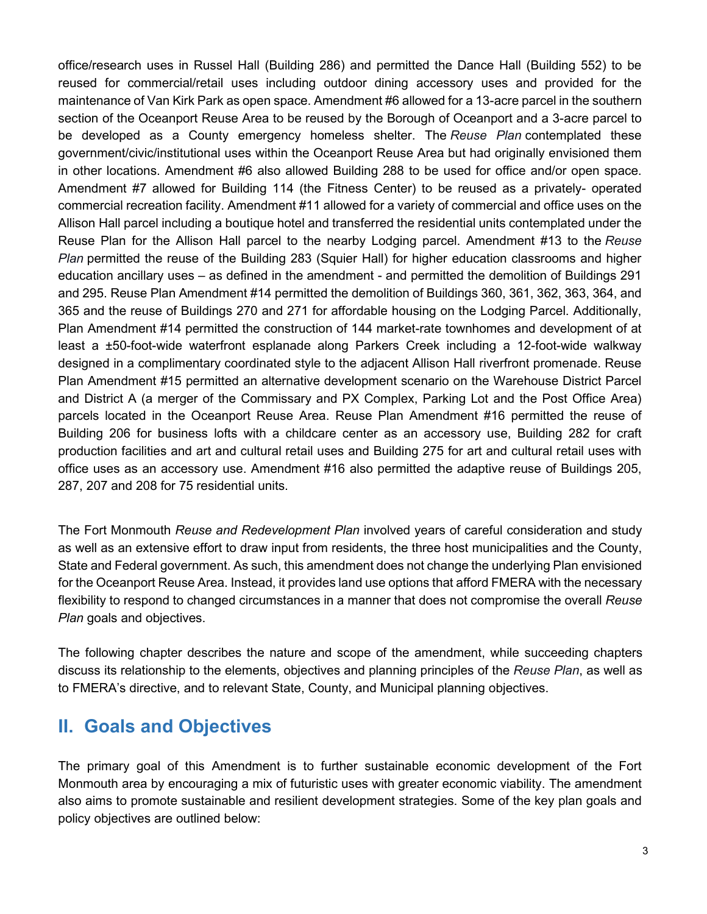office/research uses in Russel Hall (Building 286) and permitted the Dance Hall (Building 552) to be reused for commercial/retail uses including outdoor dining accessory uses and provided for the maintenance of Van Kirk Park as open space. Amendment #6 allowed for a 13-acre parcel in the southern section of the Oceanport Reuse Area to be reused by the Borough of Oceanport and a 3-acre parcel to be developed as a County emergency homeless shelter. The *Reuse Plan* contemplated these government/civic/institutional uses within the Oceanport Reuse Area but had originally envisioned them in other locations. Amendment #6 also allowed Building 288 to be used for office and/or open space. Amendment #7 allowed for Building 114 (the Fitness Center) to be reused as a privately- operated commercial recreation facility. Amendment #11 allowed for a variety of commercial and office uses on the Allison Hall parcel including a boutique hotel and transferred the residential units contemplated under the Reuse Plan for the Allison Hall parcel to the nearby Lodging parcel. Amendment #13 to the *Reuse Plan* permitted the reuse of the Building 283 (Squier Hall) for higher education classrooms and higher education ancillary uses – as defined in the amendment - and permitted the demolition of Buildings 291 and 295. Reuse Plan Amendment #14 permitted the demolition of Buildings 360, 361, 362, 363, 364, and 365 and the reuse of Buildings 270 and 271 for affordable housing on the Lodging Parcel. Additionally, Plan Amendment #14 permitted the construction of 144 market-rate townhomes and development of at least a ±50-foot-wide waterfront esplanade along Parkers Creek including a 12-foot-wide walkway designed in a complimentary coordinated style to the adjacent Allison Hall riverfront promenade. Reuse Plan Amendment #15 permitted an alternative development scenario on the Warehouse District Parcel and District A (a merger of the Commissary and PX Complex, Parking Lot and the Post Office Area) parcels located in the Oceanport Reuse Area. Reuse Plan Amendment #16 permitted the reuse of Building 206 for business lofts with a childcare center as an accessory use, Building 282 for craft production facilities and art and cultural retail uses and Building 275 for art and cultural retail uses with office uses as an accessory use. Amendment #16 also permitted the adaptive reuse of Buildings 205, 287, 207 and 208 for 75 residential units.

The Fort Monmouth *Reuse and Redevelopment Plan* involved years of careful consideration and study as well as an extensive effort to draw input from residents, the three host municipalities and the County, State and Federal government. As such, this amendment does not change the underlying Plan envisioned for the Oceanport Reuse Area. Instead, it provides land use options that afford FMERA with the necessary flexibility to respond to changed circumstances in a manner that does not compromise the overall *Reuse Plan* goals and objectives.

The following chapter describes the nature and scope of the amendment, while succeeding chapters discuss its relationship to the elements, objectives and planning principles of the *Reuse Plan*, as well as to FMERA's directive, and to relevant State, County, and Municipal planning objectives.

## II. Goals and Objectives

The primary goal of this Amendment is to further sustainable economic development of the Fort Monmouth area by encouraging a mix of futuristic uses with greater economic viability. The amendment also aims to promote sustainable and resilient development strategies. Some of the key plan goals and policy objectives are outlined below: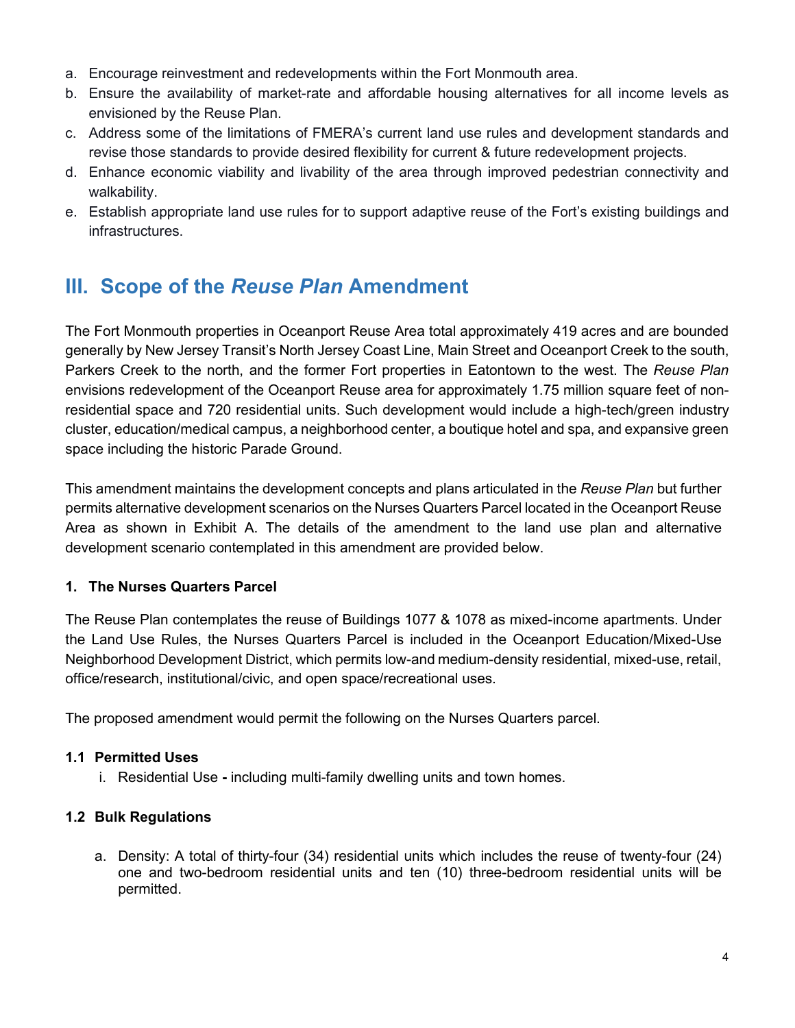a. Encourage reinvestment and redevelopments within the Fort Monmouth area.
b. Ensure the availability of market-rate and affordable housing alternatives for all income levels as envisioned by the Reuse Plan.
c. Address some of the limitations of FMERA's current land use rules and development standards and revise those standards to provide desired flexibility for current & future redevelopment projects.
d. Enhance economic viability and livability of the area through improved pedestrian connectivity and walkability.
e. Establish appropriate land use rules for to support adaptive reuse of the Fort's existing buildings and infrastructures.

## III. Scope of the *Reuse Plan* Amendment

The Fort Monmouth properties in Oceanport Reuse Area total approximately 419 acres and are bounded generally by New Jersey Transit's North Jersey Coast Line, Main Street and Oceanport Creek to the south, Parkers Creek to the north, and the former Fort properties in Eatontown to the west. The *Reuse Plan* envisions redevelopment of the Oceanport Reuse area for approximately 1.75 million square feet of non-residential space and 720 residential units. Such development would include a high-tech/green industry cluster, education/medical campus, a neighborhood center, a boutique hotel and spa, and expansive green space including the historic Parade Ground.

This amendment maintains the development concepts and plans articulated in the *Reuse Plan* but further permits alternative development scenarios on the Nurses Quarters Parcel located in the Oceanport Reuse Area as shown in Exhibit A. The details of the amendment to the land use plan and alternative development scenario contemplated in this amendment are provided below.

### 1. The Nurses Quarters Parcel

The Reuse Plan contemplates the reuse of Buildings 1077 & 1078 as mixed-income apartments. Under the Land Use Rules, the Nurses Quarters Parcel is included in the Oceanport Education/Mixed-Use Neighborhood Development District, which permits low-and medium-density residential, mixed-use, retail, office/research, institutional/civic, and open space/recreational uses.

The proposed amendment would permit the following on the Nurses Quarters parcel.

#### 1.1 Permitted Uses

i. Residential Use **-** including multi-family dwelling units and town homes.

#### 1.2 Bulk Regulations

a. Density: A total of thirty-four (34) residential units which includes the reuse of twenty-four (24) one and two-bedroom residential units and ten (10) three-bedroom residential units will be permitted.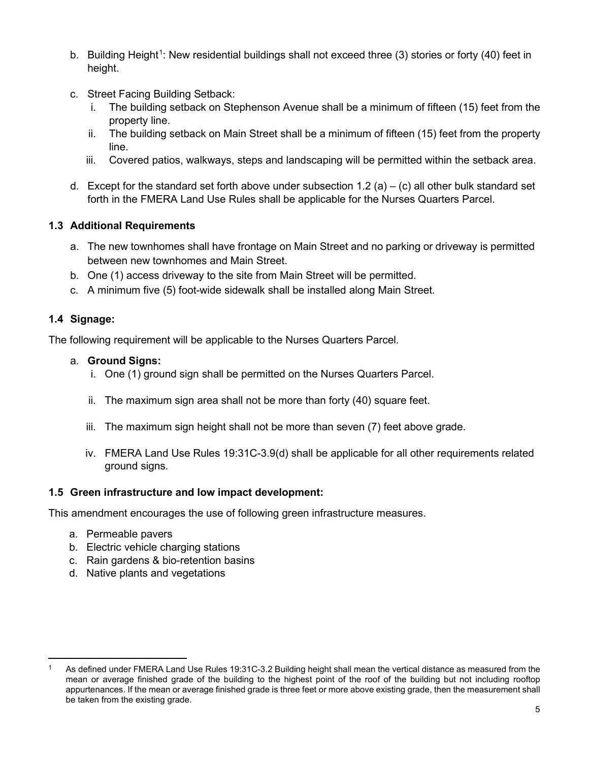b. Building Height[1]: New residential buildings shall not exceed three (3) stories or forty (40) feet in height.

c. Street Facing Building Setback:
   i. The building setback on Stephenson Avenue shall be a minimum of fifteen (15) feet from the property line.
   ii. The building setback on Main Street shall be a minimum of fifteen (15) feet from the property line.
   iii. Covered patios, walkways, steps and landscaping will be permitted within the setback area.

d. Except for the standard set forth above under subsection 1.2 (a) – (c) all other bulk standard set forth in the FMERA Land Use Rules shall be applicable for the Nurses Quarters Parcel.

### 1.3 Additional Requirements

a. The new townhomes shall have frontage on Main Street and no parking or driveway is permitted between new townhomes and Main Street.
b. One (1) access driveway to the site from Main Street will be permitted.
c. A minimum five (5) foot-wide sidewalk shall be installed along Main Street.

### 1.4 Signage:

The following requirement will be applicable to the Nurses Quarters Parcel.

a. **Ground Signs:**
   i. One (1) ground sign shall be permitted on the Nurses Quarters Parcel.
   ii. The maximum sign area shall not be more than forty (40) square feet.
   iii. The maximum sign height shall not be more than seven (7) feet above grade.
   iv. FMERA Land Use Rules 19:31C-3.9(d) shall be applicable for all other requirements related ground signs.

### 1.5 Green infrastructure and low impact development:

This amendment encourages the use of following green infrastructure measures.

a. Permeable pavers
b. Electric vehicle charging stations
c. Rain gardens & bio-retention basins
d. Native plants and vegetations

---

[1] As defined under FMERA Land Use Rules 19:31C-3.2 Building height shall mean the vertical distance as measured from the mean or average finished grade of the building to the highest point of the roof of the building but not including rooftop appurtenances. If the mean or average finished grade is three feet or more above existing grade, then the measurement shall be taken from the existing grade.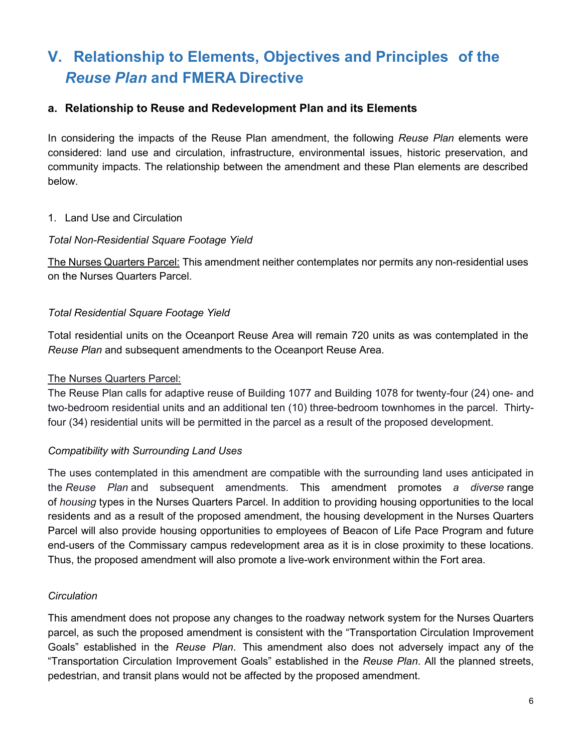# V. Relationship to Elements, Objectives and Principles of the *Reuse Plan* and FMERA Directive

## a. Relationship to Reuse and Redevelopment Plan and its Elements

In considering the impacts of the Reuse Plan amendment, the following *Reuse Plan* elements were considered: land use and circulation, infrastructure, environmental issues, historic preservation, and community impacts. The relationship between the amendment and these Plan elements are described below.

1. Land Use and Circulation

*Total Non-Residential Square Footage Yield*

The Nurses Quarters Parcel: This amendment neither contemplates nor permits any non-residential uses on the Nurses Quarters Parcel.

*Total Residential Square Footage Yield*

Total residential units on the Oceanport Reuse Area will remain 720 units as was contemplated in the *Reuse Plan* and subsequent amendments to the Oceanport Reuse Area.

The Nurses Quarters Parcel:
The Reuse Plan calls for adaptive reuse of Building 1077 and Building 1078 for twenty-four (24) one- and two-bedroom residential units and an additional ten (10) three-bedroom townhomes in the parcel. Thirty-four (34) residential units will be permitted in the parcel as a result of the proposed development.

*Compatibility with Surrounding Land Uses*

The uses contemplated in this amendment are compatible with the surrounding land uses anticipated in the *Reuse Plan* and subsequent amendments. This amendment promotes *a diverse* range of *housing* types in the Nurses Quarters Parcel. In addition to providing housing opportunities to the local residents and as a result of the proposed amendment, the housing development in the Nurses Quarters Parcel will also provide housing opportunities to employees of Beacon of Life Pace Program and future end-users of the Commissary campus redevelopment area as it is in close proximity to these locations. Thus, the proposed amendment will also promote a live-work environment within the Fort area.

*Circulation*

This amendment does not propose any changes to the roadway network system for the Nurses Quarters parcel, as such the proposed amendment is consistent with the "Transportation Circulation Improvement Goals" established in the *Reuse Plan*. This amendment also does not adversely impact any of the "Transportation Circulation Improvement Goals" established in the *Reuse Plan*. All the planned streets, pedestrian, and transit plans would not be affected by the proposed amendment.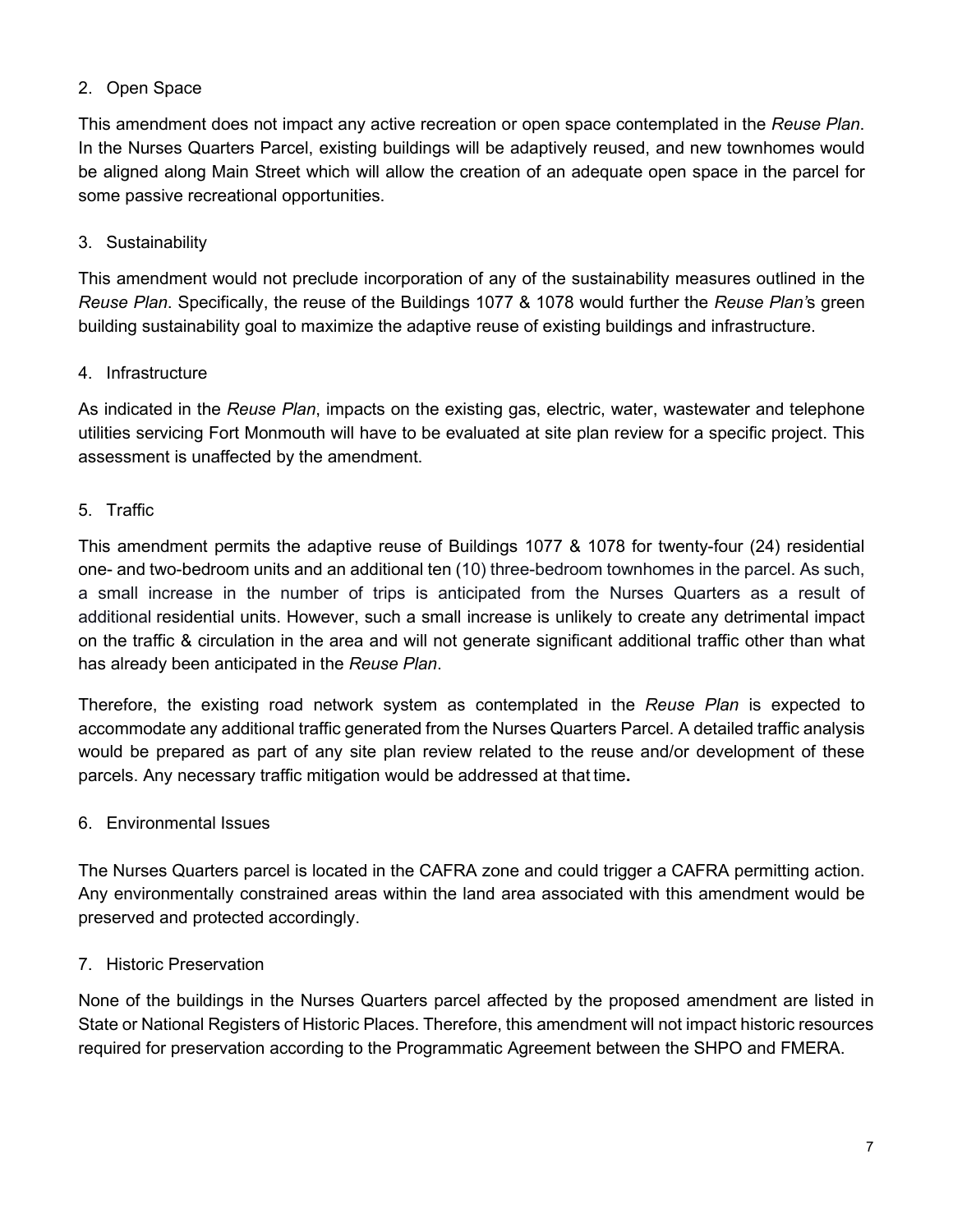2. Open Space

This amendment does not impact any active recreation or open space contemplated in the *Reuse Plan*. In the Nurses Quarters Parcel, existing buildings will be adaptively reused, and new townhomes would be aligned along Main Street which will allow the creation of an adequate open space in the parcel for some passive recreational opportunities.

3. Sustainability

This amendment would not preclude incorporation of any of the sustainability measures outlined in the *Reuse Plan*. Specifically, the reuse of the Buildings 1077 & 1078 would further the *Reuse Plan*'s green building sustainability goal to maximize the adaptive reuse of existing buildings and infrastructure.

4. Infrastructure

As indicated in the *Reuse Plan*, impacts on the existing gas, electric, water, wastewater and telephone utilities servicing Fort Monmouth will have to be evaluated at site plan review for a specific project. This assessment is unaffected by the amendment.

5. Traffic

This amendment permits the adaptive reuse of Buildings 1077 & 1078 for twenty-four (24) residential one- and two-bedroom units and an additional ten (10) three-bedroom townhomes in the parcel. As such, a small increase in the number of trips is anticipated from the Nurses Quarters as a result of additional residential units. However, such a small increase is unlikely to create any detrimental impact on the traffic & circulation in the area and will not generate significant additional traffic other than what has already been anticipated in the *Reuse Plan*.

Therefore, the existing road network system as contemplated in the *Reuse Plan* is expected to accommodate any additional traffic generated from the Nurses Quarters Parcel. A detailed traffic analysis would be prepared as part of any site plan review related to the reuse and/or development of these parcels. Any necessary traffic mitigation would be addressed at that time.

6. Environmental Issues

The Nurses Quarters parcel is located in the CAFRA zone and could trigger a CAFRA permitting action. Any environmentally constrained areas within the land area associated with this amendment would be preserved and protected accordingly.

7. Historic Preservation

None of the buildings in the Nurses Quarters parcel affected by the proposed amendment are listed in State or National Registers of Historic Places. Therefore, this amendment will not impact historic resources required for preservation according to the Programmatic Agreement between the SHPO and FMERA.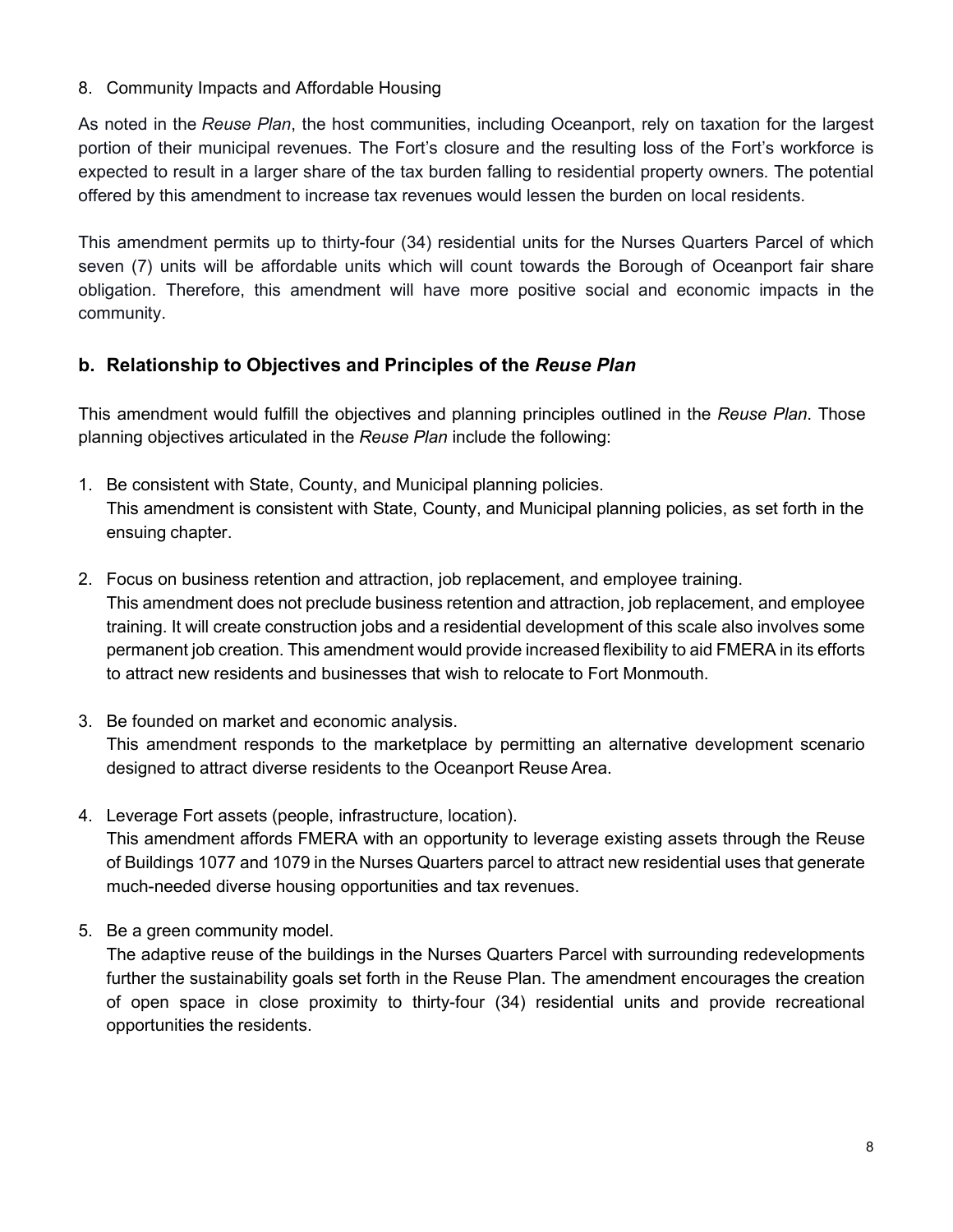8. Community Impacts and Affordable Housing

As noted in the *Reuse Plan*, the host communities, including Oceanport, rely on taxation for the largest portion of their municipal revenues. The Fort's closure and the resulting loss of the Fort's workforce is expected to result in a larger share of the tax burden falling to residential property owners. The potential offered by this amendment to increase tax revenues would lessen the burden on local residents.

This amendment permits up to thirty-four (34) residential units for the Nurses Quarters Parcel of which seven (7) units will be affordable units which will count towards the Borough of Oceanport fair share obligation. Therefore, this amendment will have more positive social and economic impacts in the community.

## b. Relationship to Objectives and Principles of the *Reuse Plan*

This amendment would fulfill the objectives and planning principles outlined in the *Reuse Plan*. Those planning objectives articulated in the *Reuse Plan* include the following:

1. Be consistent with State, County, and Municipal planning policies.
   This amendment is consistent with State, County, and Municipal planning policies, as set forth in the ensuing chapter.

2. Focus on business retention and attraction, job replacement, and employee training.
   This amendment does not preclude business retention and attraction, job replacement, and employee training. It will create construction jobs and a residential development of this scale also involves some permanent job creation. This amendment would provide increased flexibility to aid FMERA in its efforts to attract new residents and businesses that wish to relocate to Fort Monmouth.

3. Be founded on market and economic analysis.
   This amendment responds to the marketplace by permitting an alternative development scenario designed to attract diverse residents to the Oceanport Reuse Area.

4. Leverage Fort assets (people, infrastructure, location).
   This amendment affords FMERA with an opportunity to leverage existing assets through the Reuse of Buildings 1077 and 1079 in the Nurses Quarters parcel to attract new residential uses that generate much-needed diverse housing opportunities and tax revenues.

5. Be a green community model.
   The adaptive reuse of the buildings in the Nurses Quarters Parcel with surrounding redevelopments further the sustainability goals set forth in the Reuse Plan. The amendment encourages the creation of open space in close proximity to thirty-four (34) residential units and provide recreational opportunities the residents.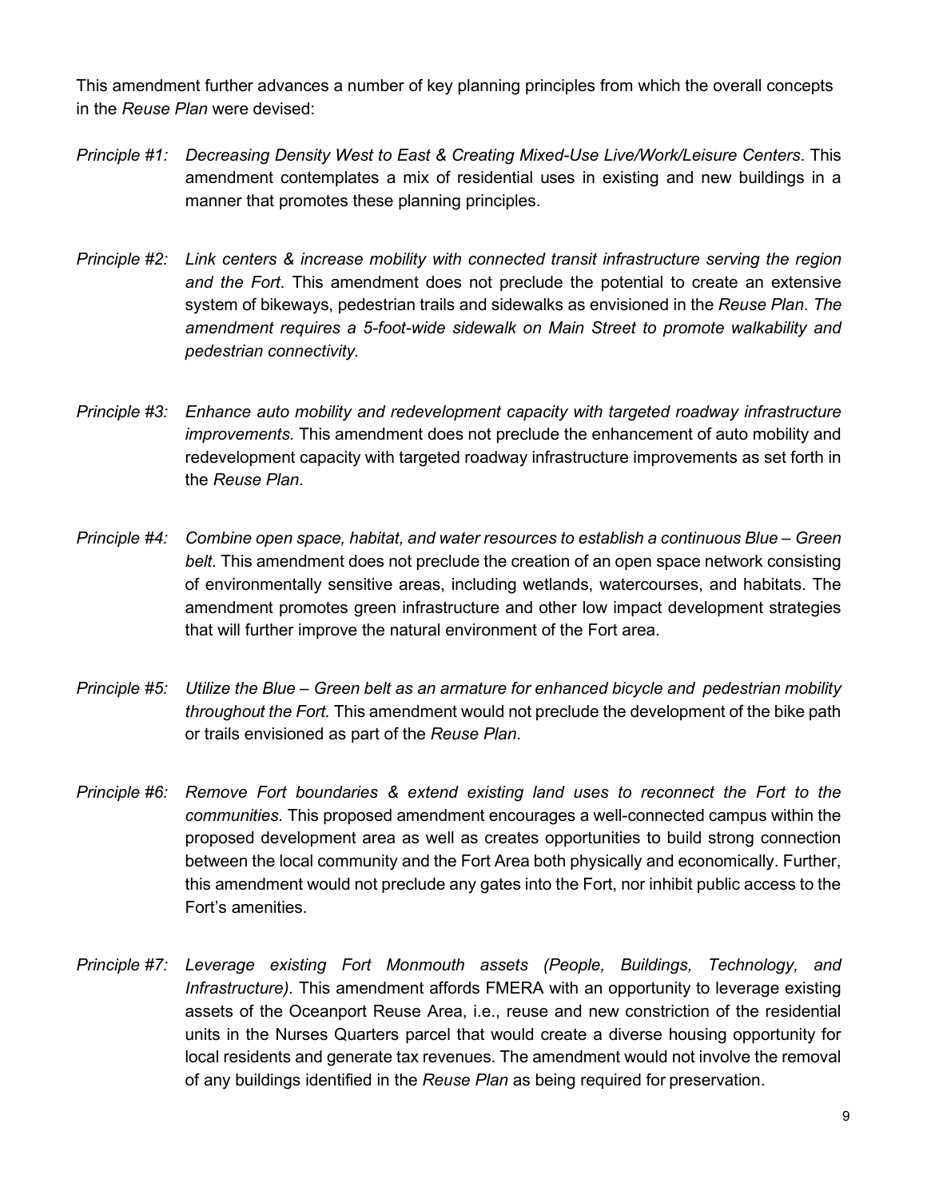This amendment further advances a number of key planning principles from which the overall concepts in the *Reuse Plan* were devised:

*Principle #1: Decreasing Density West to East & Creating Mixed-Use Live/Work/Leisure Centers*. This amendment contemplates a mix of residential uses in existing and new buildings in a manner that promotes these planning principles.

*Principle #2: Link centers & increase mobility with connected transit infrastructure serving the region and the Fort*. This amendment does not preclude the potential to create an extensive system of bikeways, pedestrian trails and sidewalks as envisioned in the *Reuse Plan*. *The amendment requires a 5-foot-wide sidewalk on Main Street to promote walkability and pedestrian connectivity.*

*Principle #3: Enhance auto mobility and redevelopment capacity with targeted roadway infrastructure improvements.* This amendment does not preclude the enhancement of auto mobility and redevelopment capacity with targeted roadway infrastructure improvements as set forth in the *Reuse Plan*.

*Principle #4: Combine open space, habitat, and water resources to establish a continuous Blue – Green belt.* This amendment does not preclude the creation of an open space network consisting of environmentally sensitive areas, including wetlands, watercourses, and habitats. The amendment promotes green infrastructure and other low impact development strategies that will further improve the natural environment of the Fort area.

*Principle #5: Utilize the Blue – Green belt as an armature for enhanced bicycle and pedestrian mobility throughout the Fort.* This amendment would not preclude the development of the bike path or trails envisioned as part of the *Reuse Plan*.

*Principle #6: Remove Fort boundaries & extend existing land uses to reconnect the Fort to the communities.* This proposed amendment encourages a well-connected campus within the proposed development area as well as creates opportunities to build strong connection between the local community and the Fort Area both physically and economically. Further, this amendment would not preclude any gates into the Fort, nor inhibit public access to the Fort's amenities.

*Principle #7: Leverage existing Fort Monmouth assets (People, Buildings, Technology, and Infrastructure).* This amendment affords FMERA with an opportunity to leverage existing assets of the Oceanport Reuse Area, i.e., reuse and new constriction of the residential units in the Nurses Quarters parcel that would create a diverse housing opportunity for local residents and generate tax revenues. The amendment would not involve the removal of any buildings identified in the *Reuse Plan* as being required for preservation.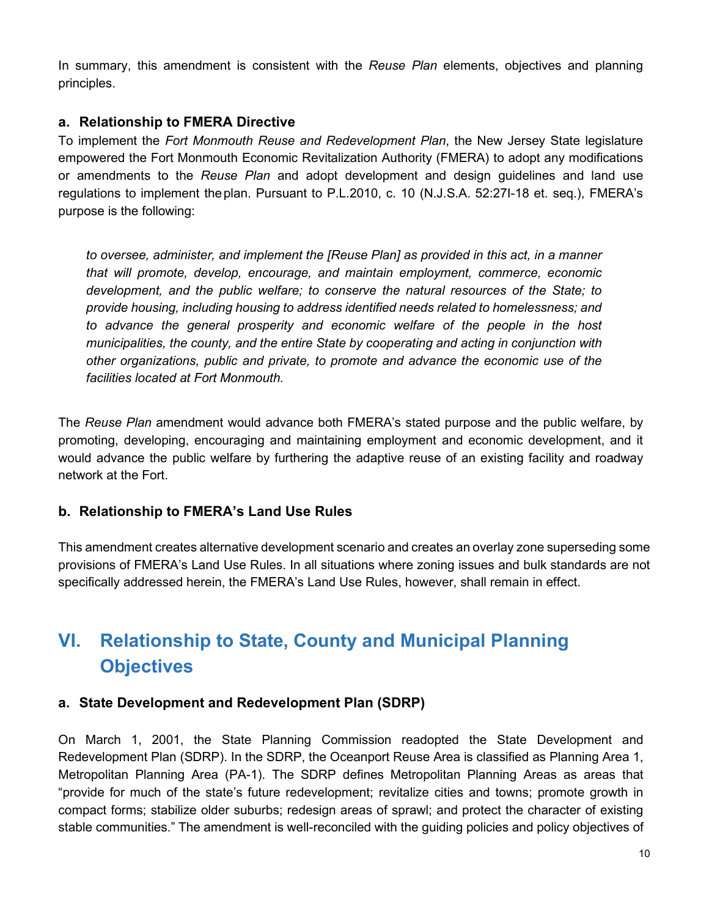In summary, this amendment is consistent with the *Reuse Plan* elements, objectives and planning principles.

### a. Relationship to FMERA Directive

To implement the *Fort Monmouth Reuse and Redevelopment Plan*, the New Jersey State legislature empowered the Fort Monmouth Economic Revitalization Authority (FMERA) to adopt any modifications or amendments to the *Reuse Plan* and adopt development and design guidelines and land use regulations to implement the plan. Pursuant to P.L.2010, c. 10 (N.J.S.A. 52:27I-18 et. seq.), FMERA's purpose is the following:

> *to oversee, administer, and implement the [Reuse Plan] as provided in this act, in a manner that will promote, develop, encourage, and maintain employment, commerce, economic development, and the public welfare; to conserve the natural resources of the State; to provide housing, including housing to address identified needs related to homelessness; and to advance the general prosperity and economic welfare of the people in the host municipalities, the county, and the entire State by cooperating and acting in conjunction with other organizations, public and private, to promote and advance the economic use of the facilities located at Fort Monmouth.*

The *Reuse Plan* amendment would advance both FMERA's stated purpose and the public welfare, by promoting, developing, encouraging and maintaining employment and economic development, and it would advance the public welfare by furthering the adaptive reuse of an existing facility and roadway network at the Fort.

### b. Relationship to FMERA's Land Use Rules

This amendment creates alternative development scenario and creates an overlay zone superseding some provisions of FMERA's Land Use Rules. In all situations where zoning issues and bulk standards are not specifically addressed herein, the FMERA's Land Use Rules, however, shall remain in effect.

## VI. Relationship to State, County and Municipal Planning Objectives

### a. State Development and Redevelopment Plan (SDRP)

On March 1, 2001, the State Planning Commission readopted the State Development and Redevelopment Plan (SDRP). In the SDRP, the Oceanport Reuse Area is classified as Planning Area 1, Metropolitan Planning Area (PA-1). The SDRP defines Metropolitan Planning Areas as areas that "provide for much of the state's future redevelopment; revitalize cities and towns; promote growth in compact forms; stabilize older suburbs; redesign areas of sprawl; and protect the character of existing stable communities." The amendment is well-reconciled with the guiding policies and policy objectives of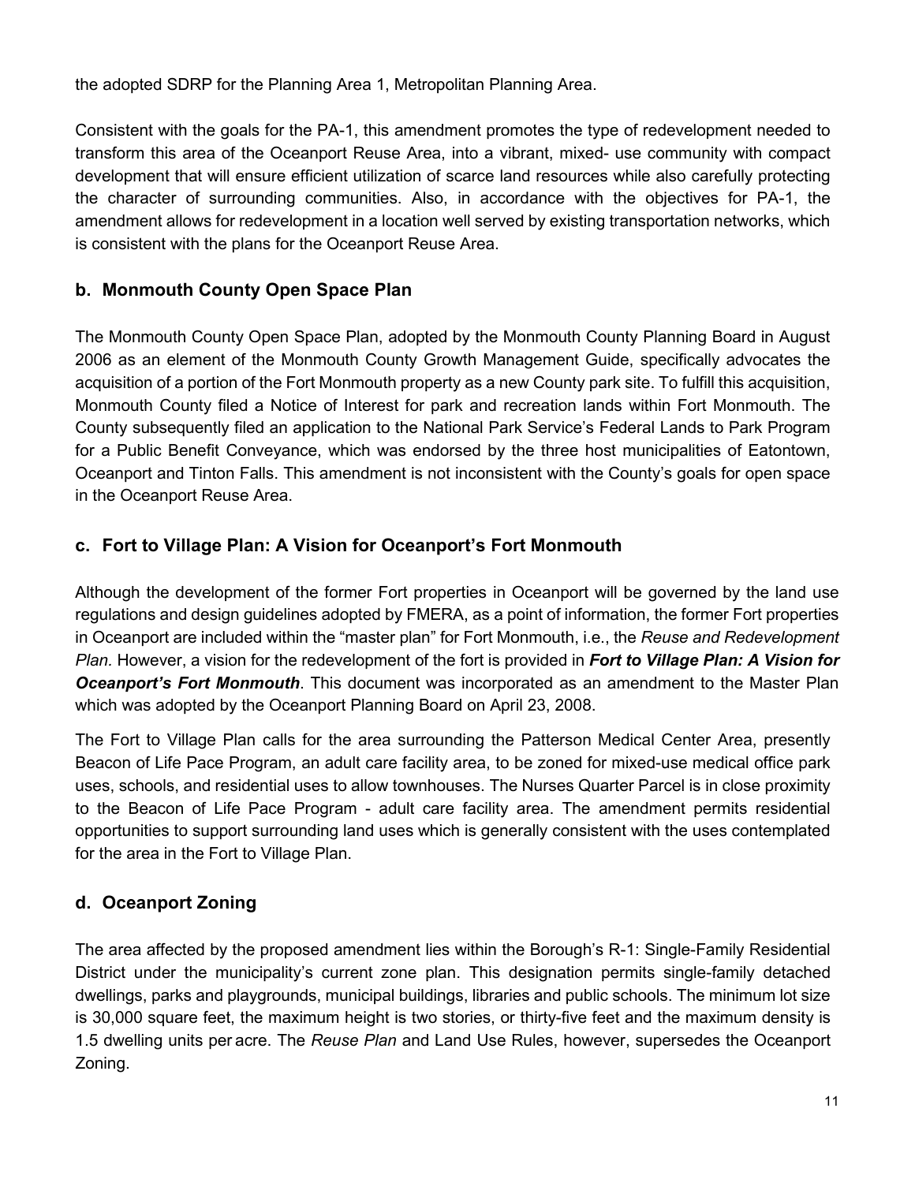the adopted SDRP for the Planning Area 1, Metropolitan Planning Area.

Consistent with the goals for the PA-1, this amendment promotes the type of redevelopment needed to transform this area of the Oceanport Reuse Area, into a vibrant, mixed- use community with compact development that will ensure efficient utilization of scarce land resources while also carefully protecting the character of surrounding communities. Also, in accordance with the objectives for PA-1, the amendment allows for redevelopment in a location well served by existing transportation networks, which is consistent with the plans for the Oceanport Reuse Area.

## b. Monmouth County Open Space Plan

The Monmouth County Open Space Plan, adopted by the Monmouth County Planning Board in August 2006 as an element of the Monmouth County Growth Management Guide, specifically advocates the acquisition of a portion of the Fort Monmouth property as a new County park site. To fulfill this acquisition, Monmouth County filed a Notice of Interest for park and recreation lands within Fort Monmouth. The County subsequently filed an application to the National Park Service's Federal Lands to Park Program for a Public Benefit Conveyance, which was endorsed by the three host municipalities of Eatontown, Oceanport and Tinton Falls. This amendment is not inconsistent with the County's goals for open space in the Oceanport Reuse Area.

## c. Fort to Village Plan: A Vision for Oceanport's Fort Monmouth

Although the development of the former Fort properties in Oceanport will be governed by the land use regulations and design guidelines adopted by FMERA, as a point of information, the former Fort properties in Oceanport are included within the "master plan" for Fort Monmouth, i.e., the *Reuse and Redevelopment Plan.* However, a vision for the redevelopment of the fort is provided in ***Fort to Village Plan: A Vision for Oceanport's Fort Monmouth***. This document was incorporated as an amendment to the Master Plan which was adopted by the Oceanport Planning Board on April 23, 2008.

The Fort to Village Plan calls for the area surrounding the Patterson Medical Center Area, presently Beacon of Life Pace Program, an adult care facility area, to be zoned for mixed-use medical office park uses, schools, and residential uses to allow townhouses. The Nurses Quarter Parcel is in close proximity to the Beacon of Life Pace Program - adult care facility area. The amendment permits residential opportunities to support surrounding land uses which is generally consistent with the uses contemplated for the area in the Fort to Village Plan.

## d. Oceanport Zoning

The area affected by the proposed amendment lies within the Borough's R-1: Single-Family Residential District under the municipality's current zone plan. This designation permits single-family detached dwellings, parks and playgrounds, municipal buildings, libraries and public schools. The minimum lot size is 30,000 square feet, the maximum height is two stories, or thirty-five feet and the maximum density is 1.5 dwelling units per acre. The *Reuse Plan* and Land Use Rules, however, supersedes the Oceanport Zoning.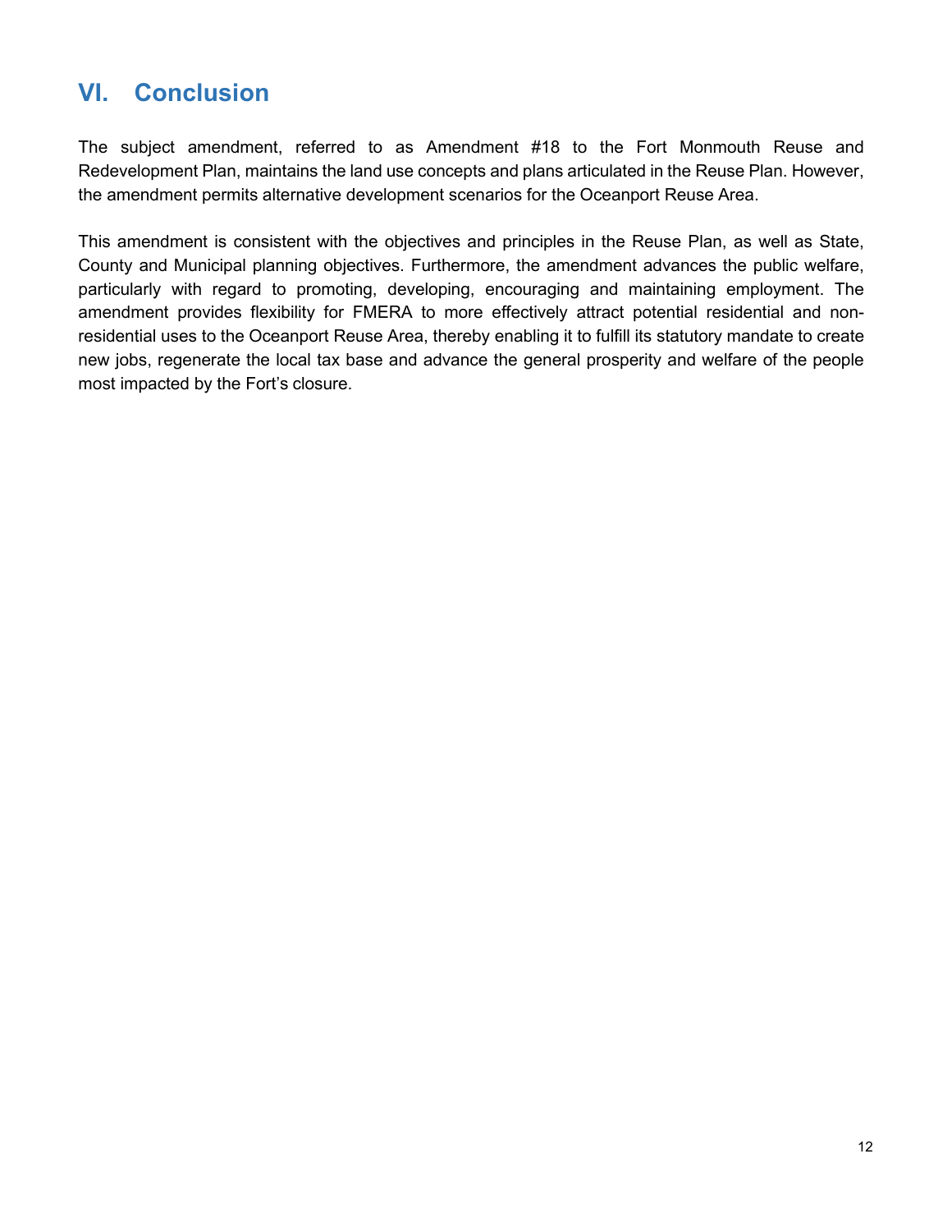## VI. Conclusion

The subject amendment, referred to as Amendment #18 to the Fort Monmouth Reuse and Redevelopment Plan, maintains the land use concepts and plans articulated in the Reuse Plan. However, the amendment permits alternative development scenarios for the Oceanport Reuse Area.

This amendment is consistent with the objectives and principles in the Reuse Plan, as well as State, County and Municipal planning objectives. Furthermore, the amendment advances the public welfare, particularly with regard to promoting, developing, encouraging and maintaining employment. The amendment provides flexibility for FMERA to more effectively attract potential residential and non-residential uses to the Oceanport Reuse Area, thereby enabling it to fulfill its statutory mandate to create new jobs, regenerate the local tax base and advance the general prosperity and welfare of the people most impacted by the Fort's closure.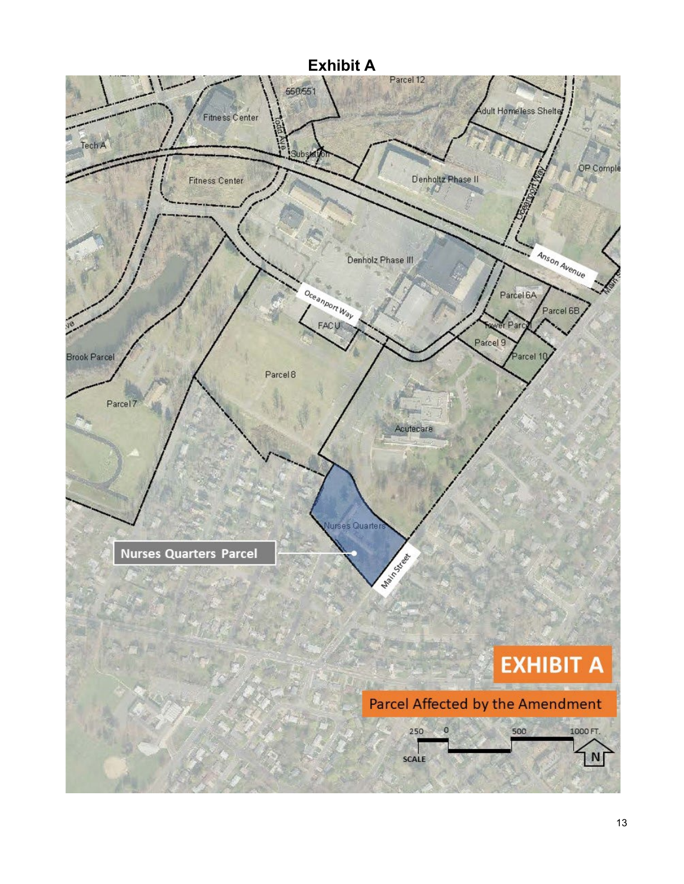# Exhibit A

Parcel 12

550/551

Fitness Center

Tech A

Fitness Center

Substation

Adult Homeless Shelter

Denholtz Phase II

OP Complex

Oceanport Way

Anson Avenue

Denholz Phase III

Oceanport Way

FACU

Parcel 6A

Parcel 6B

Tower Parcel

Parcel 9

Parcel 10

Brook Parcel

Parcel 8

Parcel 7

Acutecare

Nurses Quarters

Nurses Quarters Parcel

Main Street

**EXHIBIT A**

Parcel Affected by the Amendment

SCALE 250 0 500 1000 FT.

N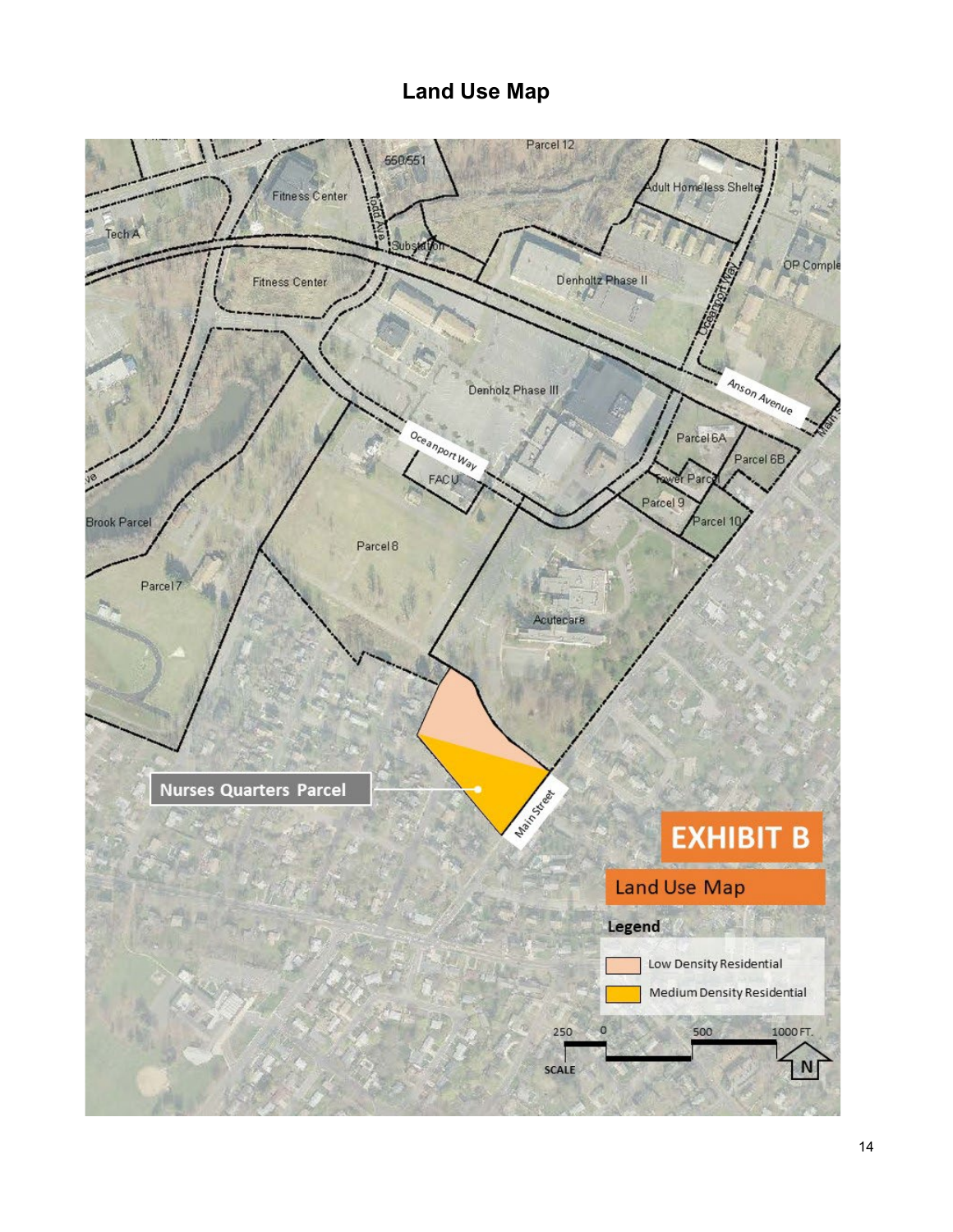## Land Use Map

Parcel 12
550/551
Adult Homeless Shelter
Fitness Center
Todd Ave
Tech A
Substation
Denholtz Phase II
OP Complex
Fitness Center
Oceanport Way
Anson Avenue
Denholz Phase III
Main St
Oceanport Way
Parcel 6A
Parcel 6B
FACU
Tower Parcel
Parcel 9
Parcel 10
Brook Parcel
Parcel 8
Parcel 7
Acutecare
Nurses Quarters Parcel
Main Street

**EXHIBIT B**

Land Use Map

**Legend**

Low Density Residential

Medium Density Residential

250 0 500 1000 FT.

SCALE

N